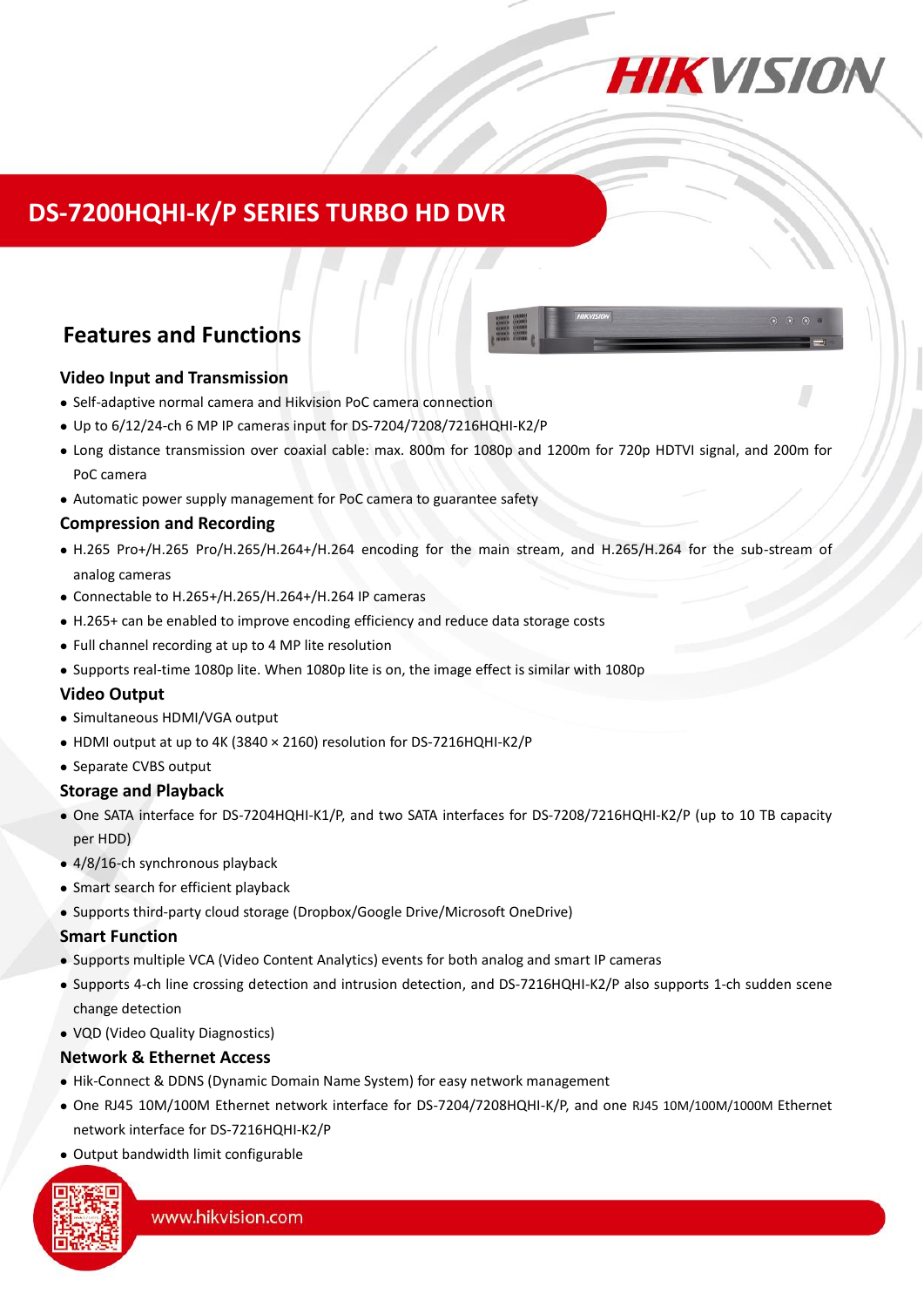# DS-7200HQHI-K/P SERIES TURBO HD DVR

## Features and Functions

### Video Input and Transmission

- Self-adaptive normal camera and Hikvision PoC camera connection
- Up to 6/12/24-ch 6 MP IP cameras input for DS-7204/7208/7216HQHI-K2/P
- Long distance transmission over coaxial cable: max. 800m for 1080p and 1200m for 720p HDTVI signal, and 200m for PoC camera
- Automatic power supply management for PoC camera to guarantee safety

### Compression and Recording

- H.265 Pro+/H.265 Pro/H.265/H.264+/H.264 encoding for the main stream, and H.265/H.264 for the sub-stream of analog cameras
- Connectable to H.265+/H.265/H.264+/H.264 IP cameras
- H.265+ can be enabled to improve encoding efficiency and reduce data storage costs
- Full channel recording at up to 4 MP lite resolution
- Supports real-time 1080p lite. When 1080p lite is on, the image effect is similar with 1080p

### Video Output

- Simultaneous HDMI/VGA output
- HDMI output at up to 4K (3840 × 2160) resolution for DS-7216HQHI-K2/P
- Separate CVBS output

### Storage and Playback

- One SATA interface for DS-7204HQHI-K1/P, and two SATA interfaces for DS-7208/7216HQHI-K2/P (up to 10 TB capacity per HDD)
- 4/8/16-ch synchronous playback
- Smart search for efficient playback
- Supports third-party cloud storage (Dropbox/Google Drive/Microsoft OneDrive)

### Smart Function

- Supports multiple VCA (Video Content Analytics) events for both analog and smart IP cameras
- Supports 4-ch line crossing detection and intrusion detection, and DS-7216HQHI-K2/P also supports 1-ch sudden scene change detection
- VQD (Video Quality Diagnostics)

### Network & Ethernet Access

- Hik-Connect & DDNS (Dynamic Domain Name System) for easy network management
- One RJ45 10M/100M Ethernet network interface for DS-7204/7208HQHI-K/P, and one RJ45 10M/100M/1000M Ethernet network interface for DS-7216HQHI-K2/P
- Output bandwidth limit configurable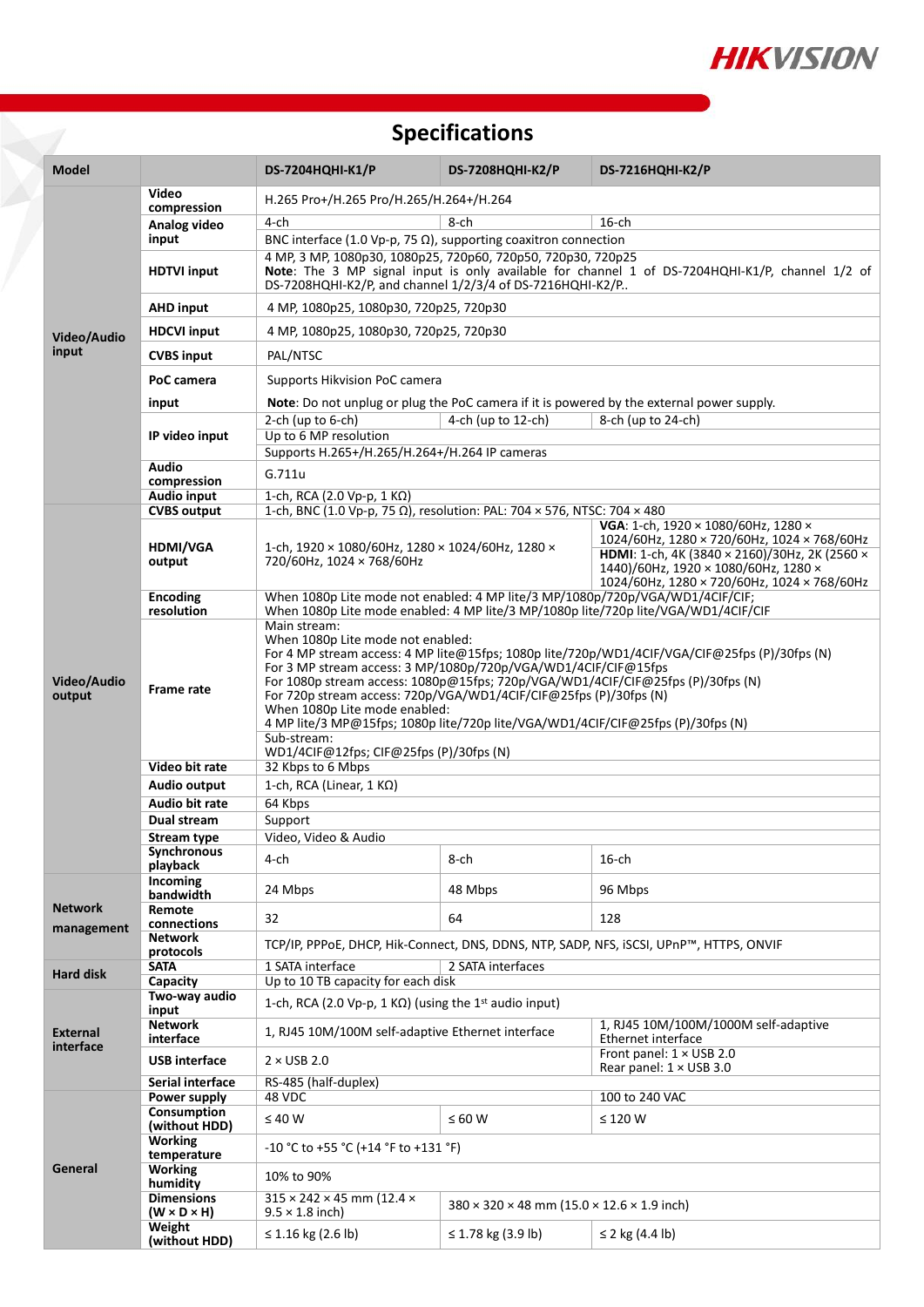# Specifications

| Model | | DS-7204HQHI-K1/P | DS-7208HQHI-K2/P | DS-7216HQHI-K2/P |
|---|---|---|---|---|
| Video/Audio input | Video compression | H.265 Pro+/H.265 Pro/H.265/H.264+/H.264 | | |
| | Analog video input | 4-ch | 8-ch | 16-ch |
| | | BNC interface (1.0 Vp-p, 75 Ω), supporting coaxitron connection | | |
| | HDTVI input | 4 MP, 3 MP, 1080p30, 1080p25, 720p60, 720p50, 720p30, 720p25<br>**Note**: The 3 MP signal input is only available for channel 1 of DS-7204HQHI-K1/P, channel 1/2 of DS-7208HQHI-K2/P, and channel 1/2/3/4 of DS-7216HQHI-K2/P.. | | |
| | AHD input | 4 MP, 1080p25, 1080p30, 720p25, 720p30 | | |
| | HDCVI input | 4 MP, 1080p25, 1080p30, 720p25, 720p30 | | |
| | CVBS input | PAL/NTSC | | |
| | PoC camera input | Supports Hikvision PoC camera<br>**Note**: Do not unplug or plug the PoC camera if it is powered by the external power supply. | | |
| | IP video input | 2-ch (up to 6-ch) | 4-ch (up to 12-ch) | 8-ch (up to 24-ch) |
| | | Up to 6 MP resolution | | |
| | | Supports H.265+/H.265/H.264+/H.264 IP cameras | | |
| | Audio compression | G.711u | | |
| | Audio input | 1-ch, RCA (2.0 Vp-p, 1 KΩ) | | |
| Video/Audio output | CVBS output | 1-ch, BNC (1.0 Vp-p, 75 Ω), resolution: PAL: 704 × 576, NTSC: 704 × 480 | | |
| | HDMI/VGA output | 1-ch, 1920 × 1080/60Hz, 1280 × 1024/60Hz, 1280 × 720/60Hz, 1024 × 768/60Hz | | **VGA**: 1-ch, 1920 × 1080/60Hz, 1280 × 1024/60Hz, 1280 × 720/60Hz, 1024 × 768/60Hz<br>**HDMI**: 1-ch, 4K (3840 × 2160)/30Hz, 2K (2560 × 1440)/60Hz, 1920 × 1080/60Hz, 1280 × 1024/60Hz, 1280 × 720/60Hz, 1024 × 768/60Hz |
| | Encoding resolution | When 1080p Lite mode not enabled: 4 MP lite/3 MP/1080p/720p/VGA/WD1/4CIF/CIF;<br>When 1080p Lite mode enabled: 4 MP lite/3 MP/1080p lite/720p lite/VGA/WD1/4CIF/CIF | | |
| | Frame rate | Main stream:<br>When 1080p Lite mode not enabled:<br>For 4 MP stream access: 4 MP lite@15fps; 1080p lite/720p/WD1/4CIF/VGA/CIF@25fps (P)/30fps (N)<br>For 3 MP stream access: 3 MP/1080p/720p/VGA/WD1/4CIF/CIF@15fps<br>For 1080p stream access: 1080p@15fps; 720p/VGA/WD1/4CIF/CIF@25fps (P)/30fps (N)<br>For 720p stream access: 720p/VGA/WD1/4CIF/CIF@25fps (P)/30fps (N)<br>When 1080p Lite mode enabled:<br>4 MP lite/3 MP@15fps; 1080p lite/720p lite/VGA/WD1/4CIF/CIF@25fps (P)/30fps (N)<br>Sub-stream:<br>WD1/4CIF@12fps; CIF@25fps (P)/30fps (N) | | |
| | Video bit rate | 32 Kbps to 6 Mbps | | |
| | Audio output | 1-ch, RCA (Linear, 1 KΩ) | | |
| | Audio bit rate | 64 Kbps | | |
| | Dual stream | Support | | |
| | Stream type | Video, Video & Audio | | |
| | Synchronous playback | 4-ch | 8-ch | 16-ch |
| Network management | Incoming bandwidth | 24 Mbps | 48 Mbps | 96 Mbps |
| | Remote connections | 32 | 64 | 128 |
| | Network protocols | TCP/IP, PPPoE, DHCP, Hik-Connect, DNS, DDNS, NTP, SADP, NFS, iSCSI, UPnP™, HTTPS, ONVIF | | |
| Hard disk | SATA | 1 SATA interface | 2 SATA interfaces | |
| | Capacity | Up to 10 TB capacity for each disk | | |
| External interface | Two-way audio input | 1-ch, RCA (2.0 Vp-p, 1 KΩ) (using the 1st audio input) | | |
| | Network interface | 1, RJ45 10M/100M self-adaptive Ethernet interface | | 1, RJ45 10M/100M/1000M self-adaptive Ethernet interface |
| | USB interface | 2 × USB 2.0 | | Front panel: 1 × USB 2.0<br>Rear panel: 1 × USB 3.0 |
| | Serial interface | RS-485 (half-duplex) | | |
| General | Power supply | 48 VDC | | 100 to 240 VAC |
| | Consumption (without HDD) | ≤ 40 W | ≤ 60 W | ≤ 120 W |
| | Working temperature | -10 °C to +55 °C (+14 °F to +131 °F) | | |
| | Working humidity | 10% to 90% | | |
| | Dimensions (W × D × H) | 315 × 242 × 45 mm (12.4 × 9.5 × 1.8 inch) | 380 × 320 × 48 mm (15.0 × 12.6 × 1.9 inch) | |
| | Weight (without HDD) | ≤ 1.16 kg (2.6 lb) | ≤ 1.78 kg (3.9 lb) | ≤ 2 kg (4.4 lb) |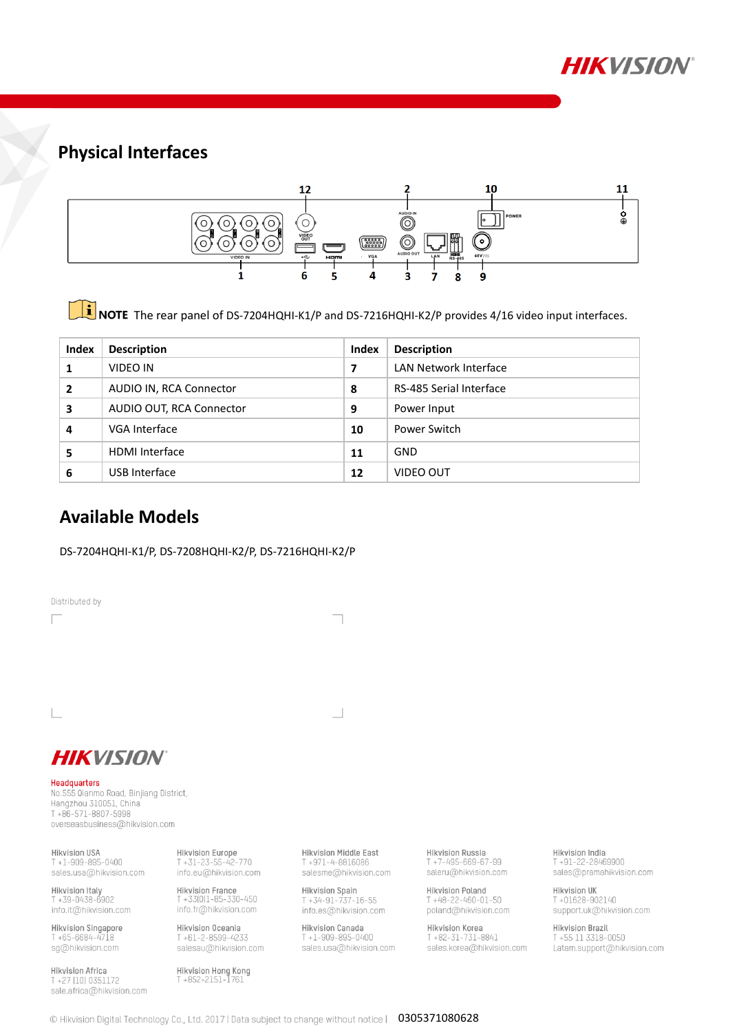## Physical Interfaces

12 2 10 11

AUDIO IN POWER

VIDEO OUT

VIDEO IN VGA AUDIO OUT LAN RS-485 48V

1 6 5 4 3 7 8 9

**NOTE** The rear panel of DS-7204HQHI-K1/P and DS-7216HQHI-K2/P provides 4/16 video input interfaces.

| Index | Description | Index | Description |
|---|---|---|---|
| 1 | VIDEO IN | 7 | LAN Network Interface |
| 2 | AUDIO IN, RCA Connector | 8 | RS-485 Serial Interface |
| 3 | AUDIO OUT, RCA Connector | 9 | Power Input |
| 4 | VGA Interface | 10 | Power Switch |
| 5 | HDMI Interface | 11 | GND |
| 6 | USB Interface | 12 | VIDEO OUT |

## Available Models

DS-7204HQHI-K1/P, DS-7208HQHI-K2/P, DS-7216HQHI-K2/P

Distributed by

HIKVISION

Headquarters
No.555 Qianmo Road, Binjiang District,
Hangzhou 310051, China
T +86-571-8807-5998
overseasbusiness@hikvision.com

Hikvision USA
T +1-909-895-0400
sales.usa@hikvision.com

Hikvision Europe
T +31-23-55-42-770
info.eu@hikvision.com

Hikvision Middle East
T +971-4-8816086
salesme@hikvision.com

Hikvision Russia
T +7-495-669-67-99
saleru@hikvision.com

Hikvision India
T +91-22-28469900
sales@pramahikvision.com

Hikvision Italy
T +39-0438-6902
info.it@hikvision.com

Hikvision France
T +33(0)1-85-330-450
info.fr@hikvision.com

Hikvision Spain
T +34-91-737-16-55
info.es@hikvision.com

Hikvision Poland
T +48-22-460-01-50
poland@hikvision.com

Hikvision UK
T +01628-902140
support.uk@hikvision.com

Hikvision Singapore
T +65-6684-4718
sg@hikvision.com

Hikvision Oceania
T +61-2-8599-4233
salesau@hikvision.com

Hikvision Canada
T +1-909-895-0400
sales.usa@hikvision.com

Hikvision Korea
T +82-31-731-8841
sales.korea@hikvision.com

Hikvision Brazil
T +55 11 3318-0050
Latam.support@hikvision.com

Hikvision Africa
T +27 (10) 0351172
sale.africa@hikvision.com

Hikvision Hong Kong
T +852-2151-1761

© Hikvision Digital Technology Co., Ltd. 2017 | Data subject to change without notice | 0305371080628